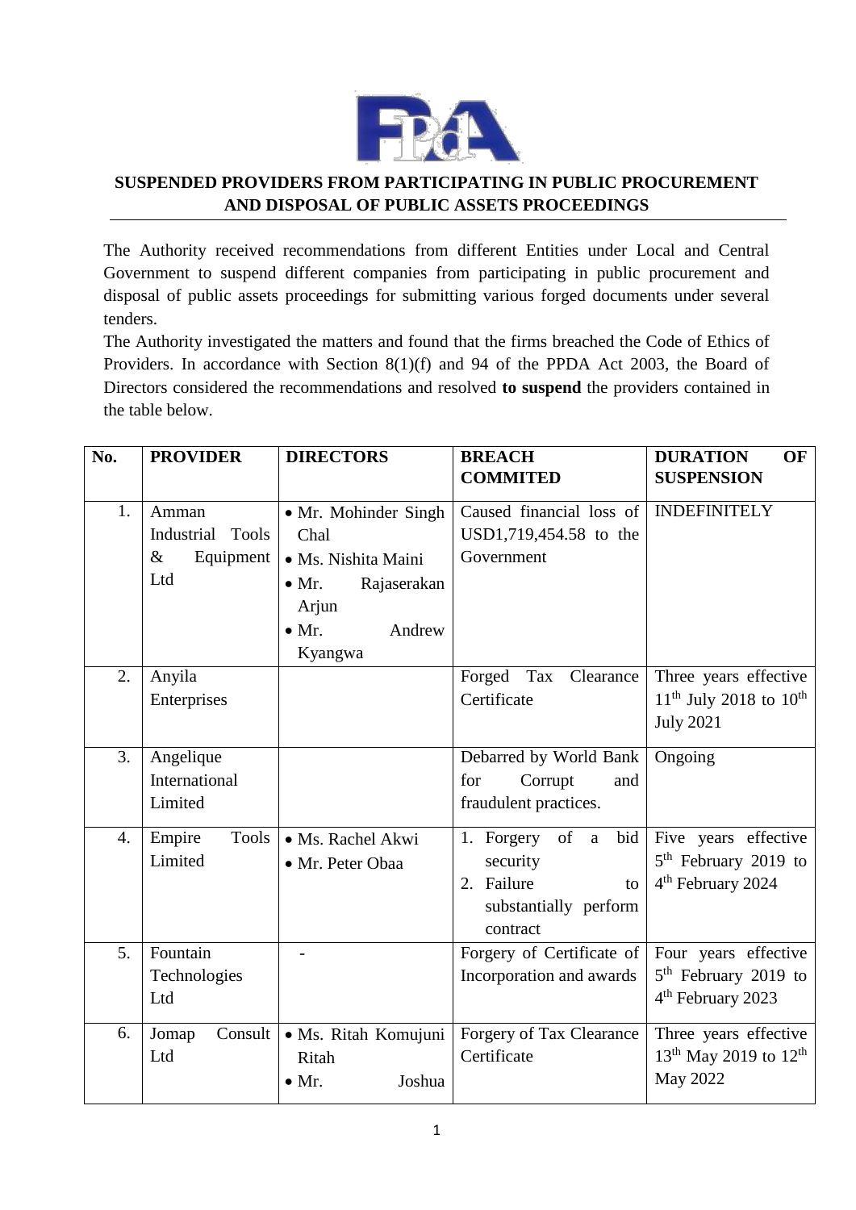## SUSPENDED PROVIDERS FROM PARTICIPATING IN PUBLIC PROCUREMENT AND DISPOSAL OF PUBLIC ASSETS PROCEEDINGS

The Authority received recommendations from different Entities under Local and Central Government to suspend different companies from participating in public procurement and disposal of public assets proceedings for submitting various forged documents under several tenders.

The Authority investigated the matters and found that the firms breached the Code of Ethics of Providers. In accordance with Section 8(1)(f) and 94 of the PPDA Act 2003, the Board of Directors considered the recommendations and resolved **to suspend** the providers contained in the table below.

| No. | PROVIDER | DIRECTORS | BREACH COMMITED | DURATION OF SUSPENSION |
|---|---|---|---|---|
| 1. | Amman Industrial Tools & Equipment Ltd | • Mr. Mohinder Singh Chal<br>• Ms. Nishita Maini<br>• Mr. Rajaserakan Arjun<br>• Mr. Andrew Kyangwa | Caused financial loss of USD1,719,454.58 to the Government | INDEFINITELY |
| 2. | Anyila Enterprises | | Forged Tax Clearance Certificate | Three years effective 11th July 2018 to 10th July 2021 |
| 3. | Angelique International Limited | | Debarred by World Bank for Corrupt and fraudulent practices. | Ongoing |
| 4. | Empire Tools Limited | • Ms. Rachel Akwi<br>• Mr. Peter Obaa | 1. Forgery of a bid security<br>2. Failure to substantially perform contract | Five years effective 5th February 2019 to 4th February 2024 |
| 5. | Fountain Technologies Ltd | - | Forgery of Certificate of Incorporation and awards | Four years effective 5th February 2019 to 4th February 2023 |
| 6. | Jomap Consult Ltd | • Ms. Ritah Komujuni Ritah<br>• Mr. Joshua | Forgery of Tax Clearance Certificate | Three years effective 13th May 2019 to 12th May 2022 |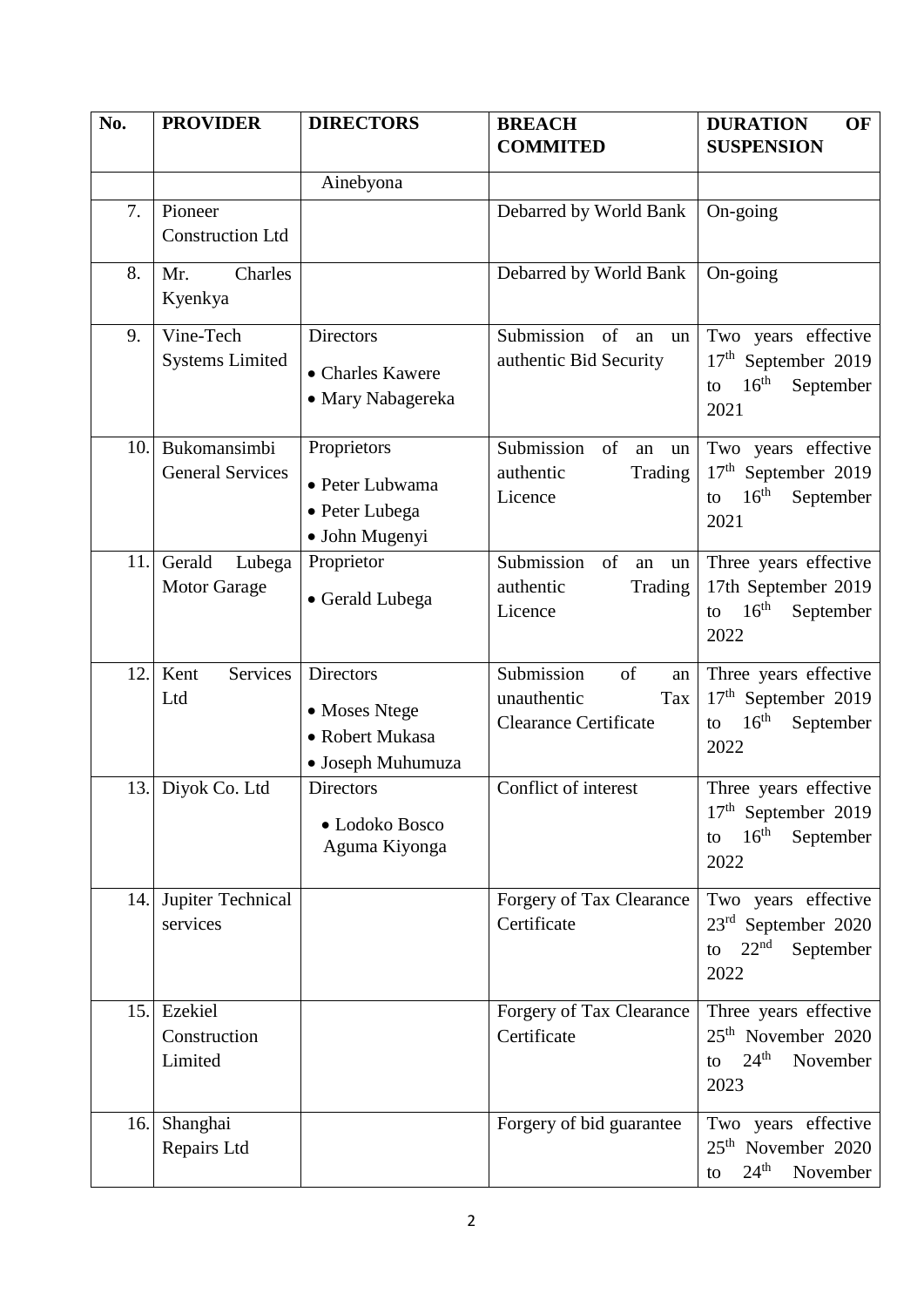| No. | PROVIDER | DIRECTORS | BREACH COMMITED | DURATION OF SUSPENSION |
|---|---|---|---|---|
| | | Ainebyona | | |
| 7. | Pioneer Construction Ltd | | Debarred by World Bank | On-going |
| 8. | Mr. Charles Kyenkya | | Debarred by World Bank | On-going |
| 9. | Vine-Tech Systems Limited | Directors<br>• Charles Kawere<br>• Mary Nabagereka | Submission of an un authentic Bid Security | Two years effective 17th September 2019 to 16th September 2021 |
| 10. | Bukomansimbi General Services | Proprietors<br>• Peter Lubwama<br>• Peter Lubega<br>• John Mugenyi | Submission of an un authentic Trading Licence | Two years effective 17th September 2019 to 16th September 2021 |
| 11. | Gerald Lubega Motor Garage | Proprietor<br>• Gerald Lubega | Submission of an un authentic Trading Licence | Three years effective 17th September 2019 to 16th September 2022 |
| 12. | Kent Services Ltd | Directors<br>• Moses Ntege<br>• Robert Mukasa<br>• Joseph Muhumuza | Submission of an unauthentic Tax Clearance Certificate | Three years effective 17th September 2019 to 16th September 2022 |
| 13. | Diyok Co. Ltd | Directors<br>• Lodoko Bosco Aguma Kiyonga | Conflict of interest | Three years effective 17th September 2019 to 16th September 2022 |
| 14. | Jupiter Technical services | | Forgery of Tax Clearance Certificate | Two years effective 23rd September 2020 to 22nd September 2022 |
| 15. | Ezekiel Construction Limited | | Forgery of Tax Clearance Certificate | Three years effective 25th November 2020 to 24th November 2023 |
| 16. | Shanghai Repairs Ltd | | Forgery of bid guarantee | Two years effective 25th November 2020 to 24th November |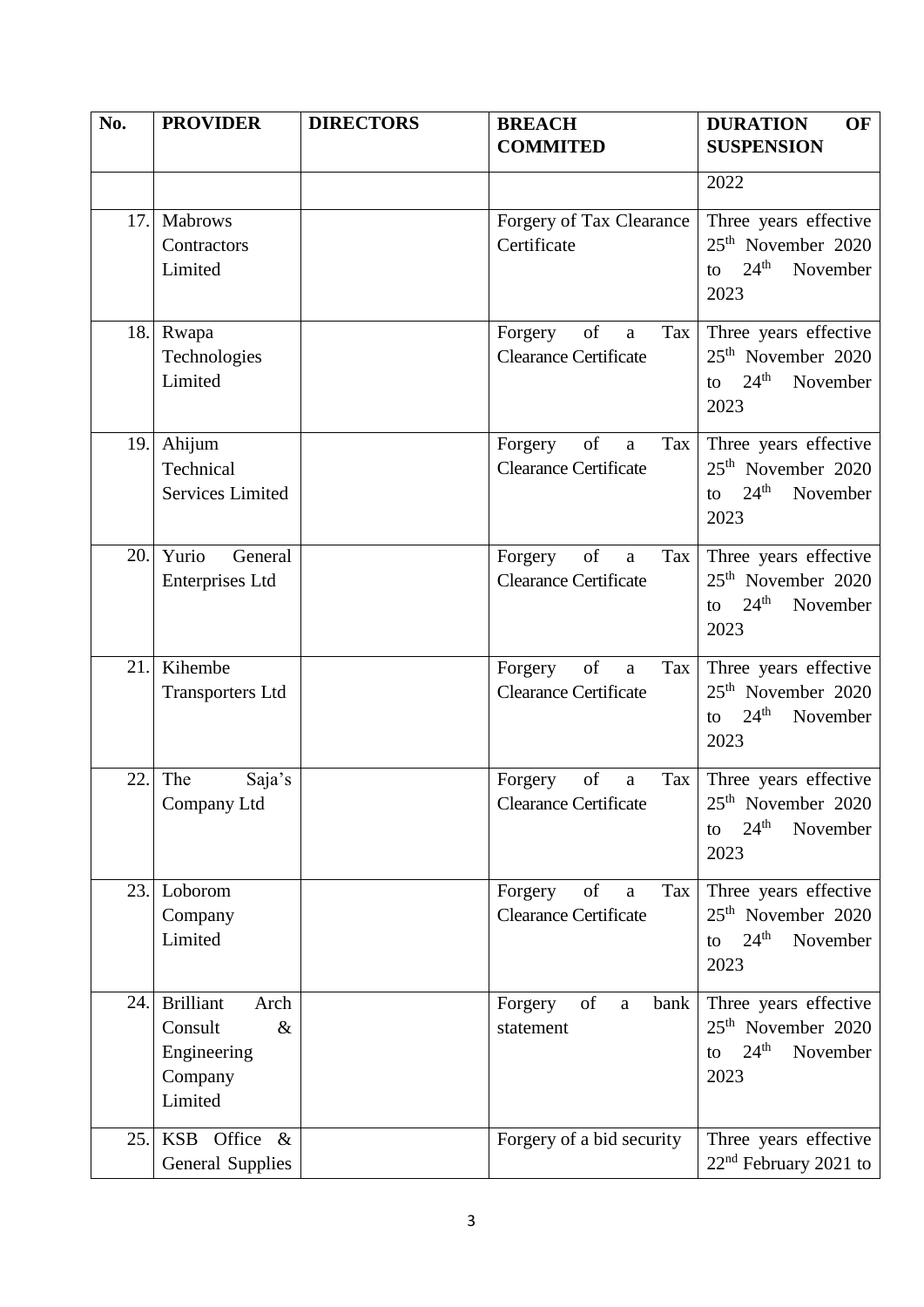| No. | PROVIDER | DIRECTORS | BREACH COMMITED | DURATION OF SUSPENSION |
|---|---|---|---|---|
| | | | | 2022 |
| 17. | Mabrows Contractors Limited | | Forgery of Tax Clearance Certificate | Three years effective 25th November 2020 to 24th November 2023 |
| 18. | Rwapa Technologies Limited | | Forgery of a Tax Clearance Certificate | Three years effective 25th November 2020 to 24th November 2023 |
| 19. | Ahijum Technical Services Limited | | Forgery of a Tax Clearance Certificate | Three years effective 25th November 2020 to 24th November 2023 |
| 20. | Yurio General Enterprises Ltd | | Forgery of a Tax Clearance Certificate | Three years effective 25th November 2020 to 24th November 2023 |
| 21. | Kihembe Transporters Ltd | | Forgery of a Tax Clearance Certificate | Three years effective 25th November 2020 to 24th November 2023 |
| 22. | The Saja's Company Ltd | | Forgery of a Tax Clearance Certificate | Three years effective 25th November 2020 to 24th November 2023 |
| 23. | Loborom Company Limited | | Forgery of a Tax Clearance Certificate | Three years effective 25th November 2020 to 24th November 2023 |
| 24. | Brilliant Arch Consult & Engineering Company Limited | | Forgery of a bank statement | Three years effective 25th November 2020 to 24th November 2023 |
| 25. | KSB Office & General Supplies | | Forgery of a bid security | Three years effective 22nd February 2021 to |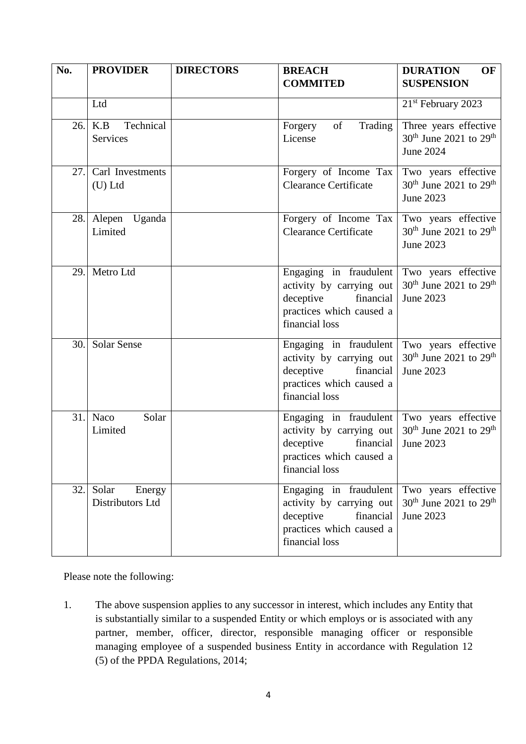| No. | PROVIDER | DIRECTORS | BREACH COMMITED | DURATION OF SUSPENSION |
|---|---|---|---|---|
| | Ltd | | | 21st February 2023 |
| 26. | K.B Technical Services | | Forgery of Trading License | Three years effective 30th June 2021 to 29th June 2024 |
| 27. | Carl Investments (U) Ltd | | Forgery of Income Tax Clearance Certificate | Two years effective 30th June 2021 to 29th June 2023 |
| 28. | Alepen Uganda Limited | | Forgery of Income Tax Clearance Certificate | Two years effective 30th June 2021 to 29th June 2023 |
| 29. | Metro Ltd | | Engaging in fraudulent activity by carrying out deceptive financial practices which caused a financial loss | Two years effective 30th June 2021 to 29th June 2023 |
| 30. | Solar Sense | | Engaging in fraudulent activity by carrying out deceptive financial practices which caused a financial loss | Two years effective 30th June 2021 to 29th June 2023 |
| 31. | Naco Solar Limited | | Engaging in fraudulent activity by carrying out deceptive financial practices which caused a financial loss | Two years effective 30th June 2021 to 29th June 2023 |
| 32. | Solar Energy Distributors Ltd | | Engaging in fraudulent activity by carrying out deceptive financial practices which caused a financial loss | Two years effective 30th June 2021 to 29th June 2023 |

Please note the following:

1. The above suspension applies to any successor in interest, which includes any Entity that is substantially similar to a suspended Entity or which employs or is associated with any partner, member, officer, director, responsible managing officer or responsible managing employee of a suspended business Entity in accordance with Regulation 12 (5) of the PPDA Regulations, 2014;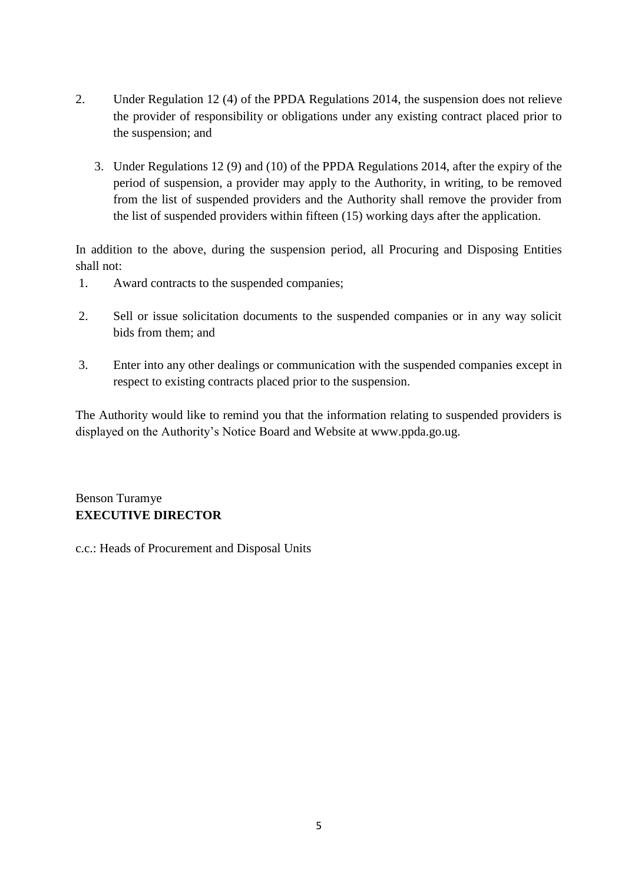2. Under Regulation 12 (4) of the PPDA Regulations 2014, the suspension does not relieve the provider of responsibility or obligations under any existing contract placed prior to the suspension; and

3. Under Regulations 12 (9) and (10) of the PPDA Regulations 2014, after the expiry of the period of suspension, a provider may apply to the Authority, in writing, to be removed from the list of suspended providers and the Authority shall remove the provider from the list of suspended providers within fifteen (15) working days after the application.

In addition to the above, during the suspension period, all Procuring and Disposing Entities shall not:

1. Award contracts to the suspended companies;

2. Sell or issue solicitation documents to the suspended companies or in any way solicit bids from them; and

3. Enter into any other dealings or communication with the suspended companies except in respect to existing contracts placed prior to the suspension.

The Authority would like to remind you that the information relating to suspended providers is displayed on the Authority's Notice Board and Website at www.ppda.go.ug.

Benson Turamye
**EXECUTIVE DIRECTOR**

c.c.: Heads of Procurement and Disposal Units